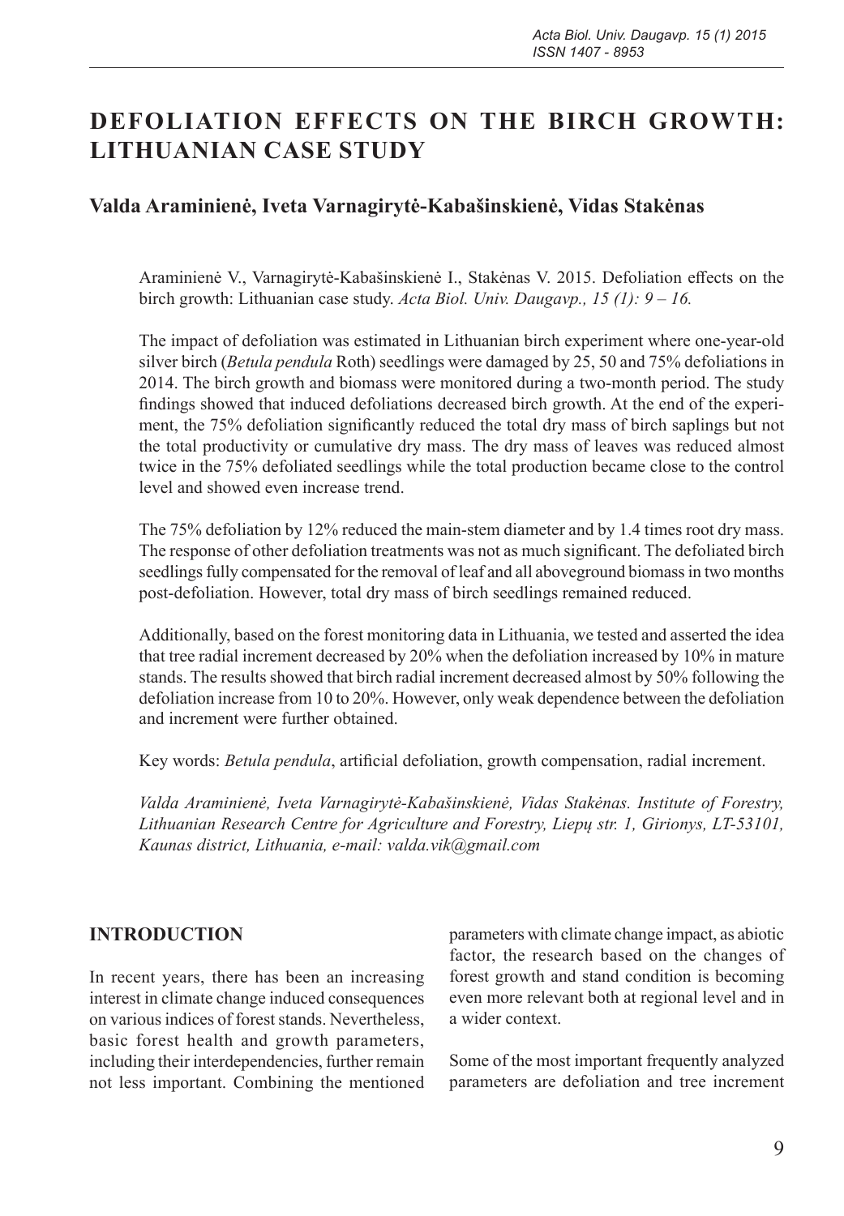# DEFOLIATION EFFECTS ON THE BIRCH GROWTH: LITHUANIAN CASE STUDY

## Valda Araminienė, Iveta Varnagirytė-Kabašinskienė, Vidas Stakėnas

Araminienė V., Varnagirytė-Kabašinskienė I., Stakėnas V. 2015. Defoliation effects on the birch growth: Lithuanian case study. *Acta Biol. Univ. Daugavp., 15 (1): 9 – 16.*

The impact of defoliation was estimated in Lithuanian birch experiment where one-year-old silver birch (*Betula pendula* Roth) seedlings were damaged by 25, 50 and 75% defoliations in 2014. The birch growth and biomass were monitored during a two-month period. The study findings showed that induced defoliations decreased birch growth. At the end of the experiment, the 75% defoliation significantly reduced the total dry mass of birch saplings but not the total productivity or cumulative dry mass. The dry mass of leaves was reduced almost twice in the 75% defoliated seedlings while the total production became close to the control level and showed even increase trend.

The 75% defoliation by 12% reduced the main-stem diameter and by 1.4 times root dry mass. The response of other defoliation treatments was not as much significant. The defoliated birch seedlings fully compensated for the removal of leaf and all aboveground biomass in two months post-defoliation. However, total dry mass of birch seedlings remained reduced.

Additionally, based on the forest monitoring data in Lithuania, we tested and asserted the idea that tree radial increment decreased by 20% when the defoliation increased by 10% in mature stands. The results showed that birch radial increment decreased almost by 50% following the defoliation increase from 10 to 20%. However, only weak dependence between the defoliation and increment were further obtained.

Key words: *Betula pendula*, artificial defoliation, growth compensation, radial increment.

*Valda Araminienė, Iveta Varnagirytė-Kabašinskienė, Vidas Stakėnas. Institute of Forestry, Lithuanian Research Centre for Agriculture and Forestry, Liepų str. 1, Girionys, LT-53101, Kaunas district, Lithuania, e-mail: valda.vik@gmail.com*

## INTRODUCTION

In recent years, there has been an increasing interest in climate change induced consequences on various indices of forest stands. Nevertheless, basic forest health and growth parameters, including their interdependencies, further remain not less important. Combining the mentioned parameters with climate change impact, as abiotic factor, the research based on the changes of forest growth and stand condition is becoming even more relevant both at regional level and in a wider context.

Some of the most important frequently analyzed parameters are defoliation and tree increment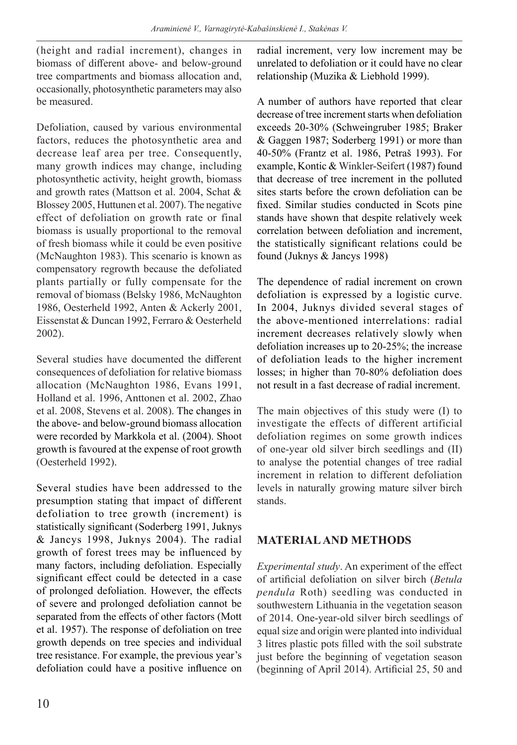(height and radial increment), changes in biomass of different above- and below-ground tree compartments and biomass allocation and, occasionally, photosynthetic parameters may also be measured.

Defoliation, caused by various environmental factors, reduces the photosynthetic area and decrease leaf area per tree. Consequently, many growth indices may change, including photosynthetic activity, height growth, biomass and growth rates (Mattson et al. 2004, Schat & Blossey 2005, Huttunen et al. 2007). The negative effect of defoliation on growth rate or final biomass is usually proportional to the removal of fresh biomass while it could be even positive (McNaughton 1983). This scenario is known as compensatory regrowth because the defoliated plants partially or fully compensate for the removal of biomass (Belsky 1986, McNaughton 1986, Oesterheld 1992, Anten & Ackerly 2001, Eissenstat & Duncan 1992, Ferraro & Oesterheld 2002).

Several studies have documented the different consequences of defoliation for relative biomass allocation (McNaughton 1986, Evans 1991, Holland et al. 1996, Anttonen et al. 2002, Zhao et al. 2008, Stevens et al. 2008). The changes in the above- and below-ground biomass allocation were recorded by Markkola et al. (2004). Shoot growth is favoured at the expense of root growth (Oesterheld 1992).

Several studies have been addressed to the presumption stating that impact of different defoliation to tree growth (increment) is statistically significant (Soderberg 1991, Juknys & Jancys 1998, Juknys 2004). The radial growth of forest trees may be influenced by many factors, including defoliation. Especially significant effect could be detected in a case of prolonged defoliation. However, the effects of severe and prolonged defoliation cannot be separated from the effects of other factors (Mott et al. 1957). The response of defoliation on tree growth depends on tree species and individual tree resistance. For example, the previous year's defoliation could have a positive influence on radial increment, very low increment may be unrelated to defoliation or it could have no clear relationship (Muzika & Liebhold 1999).

A number of authors have reported that clear decrease of tree increment starts when defoliation exceeds 20-30% (Schweingruber 1985; Braker & Gaggen 1987; Soderberg 1991) or more than 40-50% (Frantz et al. 1986, Petraš 1993). For example, Kontic & Winkler-Seifert (1987) found that decrease of tree increment in the polluted sites starts before the crown defoliation can be fixed. Similar studies conducted in Scots pine stands have shown that despite relatively week correlation between defoliation and increment, the statistically significant relations could be found (Juknys & Jancys 1998)

The dependence of radial increment on crown defoliation is expressed by a logistic curve. In 2004, Juknys divided several stages of the above-mentioned interrelations: radial increment decreases relatively slowly when defoliation increases up to 20-25%; the increase of defoliation leads to the higher increment losses; in higher than 70-80% defoliation does not result in a fast decrease of radial increment.

The main objectives of this study were (I) to investigate the effects of different artificial defoliation regimes on some growth indices of one-year old silver birch seedlings and (II) to analyse the potential changes of tree radial increment in relation to different defoliation levels in naturally growing mature silver birch stands.

## MATERIAL AND METHODS

*Experimental study*. An experiment of the effect of artificial defoliation on silver birch (*Betula pendula* Roth) seedling was conducted in southwestern Lithuania in the vegetation season of 2014. One-year-old silver birch seedlings of equal size and origin were planted into individual 3 litres plastic pots filled with the soil substrate just before the beginning of vegetation season (beginning of April 2014). Artificial 25, 50 and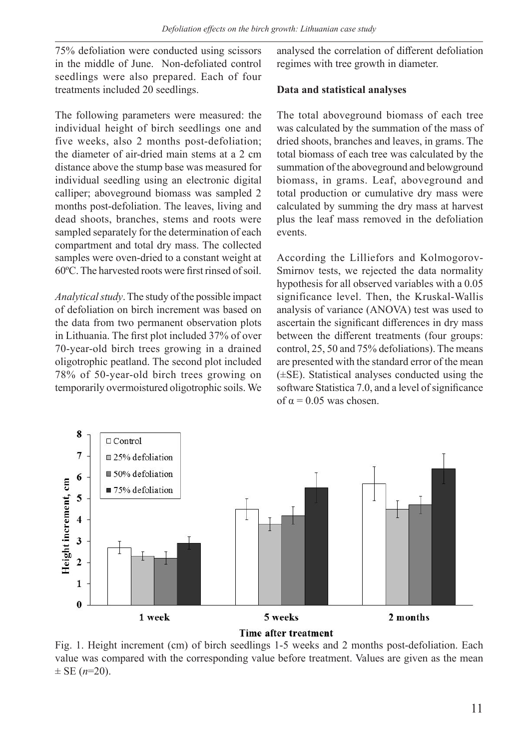75% defoliation were conducted using scissors in the middle of June. Non-defoliated control seedlings were also prepared. Each of four treatments included 20 seedlings.

The following parameters were measured: the individual height of birch seedlings one and five weeks, also 2 months post-defoliation; the diameter of air-dried main stems at a 2 cm distance above the stump base was measured for individual seedling using an electronic digital calliper; aboveground biomass was sampled 2 months post-defoliation. The leaves, living and dead shoots, branches, stems and roots were sampled separately for the determination of each compartment and total dry mass. The collected samples were oven-dried to a constant weight at 60ºC. The harvested roots were first rinsed of soil.

*Analytical study*. The study of the possible impact of defoliation on birch increment was based on the data from two permanent observation plots in Lithuania. The first plot included 37% of over 70-year-old birch trees growing in a drained oligotrophic peatland. The second plot included 78% of 50-year-old birch trees growing on temporarily overmoistured oligotrophic soils. We analysed the correlation of different defoliation regimes with tree growth in diameter.

**Data and statistical analyses**

The total aboveground biomass of each tree was calculated by the summation of the mass of dried shoots, branches and leaves, in grams. The total biomass of each tree was calculated by the summation of the aboveground and belowground biomass, in grams. Leaf, aboveground and total production or cumulative dry mass were calculated by summing the dry mass at harvest plus the leaf mass removed in the defoliation events.

According the Lilliefors and Kolmogorov-Smirnov tests, we rejected the data normality hypothesis for all observed variables with a 0.05 significance level. Then, the Kruskal-Wallis analysis of variance (ANOVA) test was used to ascertain the significant differences in dry mass between the different treatments (four groups: control, 25, 50 and 75% defoliations). The means are presented with the standard error of the mean (±SE). Statistical analyses conducted using the software Statistica 7.0, and a level of significance of $\alpha = 0.05$ was chosen.

Fig. 1. Height increment (cm) of birch seedlings 1-5 weeks and 2 months post-defoliation. Each value was compared with the corresponding value before treatment. Values are given as the mean ± SE (*n*=20).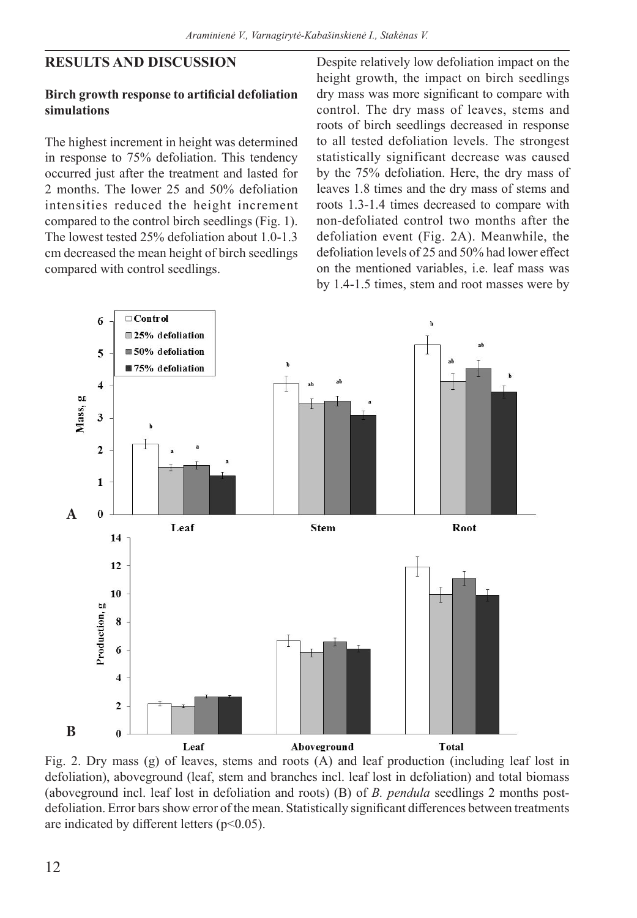## RESULTS AND DISCUSSION

### Birch growth response to artificial defoliation simulations

The highest increment in height was determined in response to 75% defoliation. This tendency occurred just after the treatment and lasted for 2 months. The lower 25 and 50% defoliation intensities reduced the height increment compared to the control birch seedlings (Fig. 1). The lowest tested 25% defoliation about 1.0-1.3 cm decreased the mean height of birch seedlings compared with control seedlings.

Despite relatively low defoliation impact on the height growth, the impact on birch seedlings dry mass was more significant to compare with control. The dry mass of leaves, stems and roots of birch seedlings decreased in response to all tested defoliation levels. The strongest statistically significant decrease was caused by the 75% defoliation. Here, the dry mass of leaves 1.8 times and the dry mass of stems and roots 1.3-1.4 times decreased to compare with non-defoliated control two months after the defoliation event (Fig. 2A). Meanwhile, the defoliation levels of 25 and 50% had lower effect on the mentioned variables, i.e. leaf mass was by 1.4-1.5 times, stem and root masses were by

Fig. 2. Dry mass (g) of leaves, stems and roots (A) and leaf production (including leaf lost in defoliation), aboveground (leaf, stem and branches incl. leaf lost in defoliation) and total biomass (aboveground incl. leaf lost in defoliation and roots) (B) of *B. pendula* seedlings 2 months post-defoliation. Error bars show error of the mean. Statistically significant differences between treatments are indicated by different letters ($p<0.05$).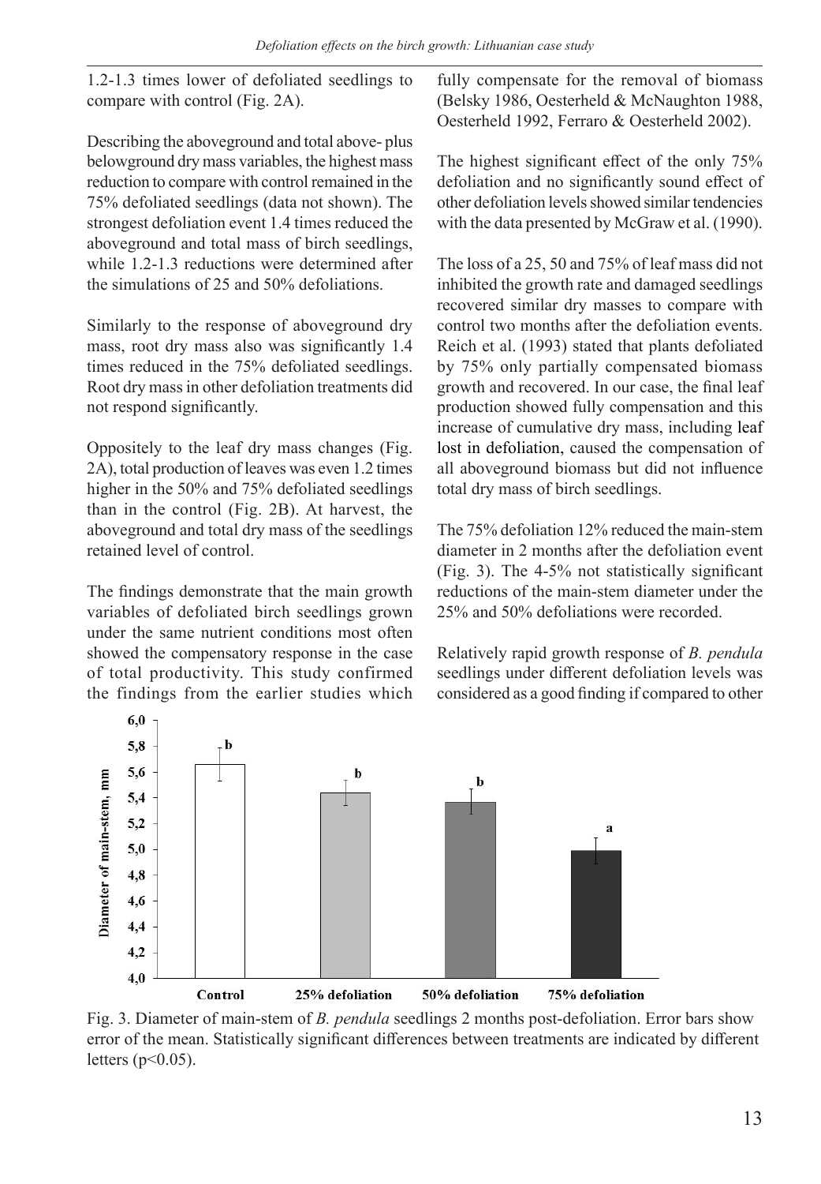1.2-1.3 times lower of defoliated seedlings to compare with control (Fig. 2A).

Describing the aboveground and total above- plus belowground dry mass variables, the highest mass reduction to compare with control remained in the 75% defoliated seedlings (data not shown). The strongest defoliation event 1.4 times reduced the aboveground and total mass of birch seedlings, while 1.2-1.3 reductions were determined after the simulations of 25 and 50% defoliations.

Similarly to the response of aboveground dry mass, root dry mass also was significantly 1.4 times reduced in the 75% defoliated seedlings. Root dry mass in other defoliation treatments did not respond significantly.

Oppositely to the leaf dry mass changes (Fig. 2A), total production of leaves was even 1.2 times higher in the 50% and 75% defoliated seedlings than in the control (Fig. 2B). At harvest, the aboveground and total dry mass of the seedlings retained level of control.

The findings demonstrate that the main growth variables of defoliated birch seedlings grown under the same nutrient conditions most often showed the compensatory response in the case of total productivity. This study confirmed the findings from the earlier studies which fully compensate for the removal of biomass (Belsky 1986, Oesterheld & McNaughton 1988, Oesterheld 1992, Ferraro & Oesterheld 2002).

The highest significant effect of the only 75% defoliation and no significantly sound effect of other defoliation levels showed similar tendencies with the data presented by McGraw et al. (1990).

The loss of a 25, 50 and 75% of leaf mass did not inhibited the growth rate and damaged seedlings recovered similar dry masses to compare with control two months after the defoliation events. Reich et al. (1993) stated that plants defoliated by 75% only partially compensated biomass growth and recovered. In our case, the final leaf production showed fully compensation and this increase of cumulative dry mass, including leaf lost in defoliation, caused the compensation of all aboveground biomass but did not influence total dry mass of birch seedlings.

The 75% defoliation 12% reduced the main-stem diameter in 2 months after the defoliation event (Fig. 3). The 4-5% not statistically significant reductions of the main-stem diameter under the 25% and 50% defoliations were recorded.

Relatively rapid growth response of *B. pendula* seedlings under different defoliation levels was considered as a good finding if compared to other

Fig. 3. Diameter of main-stem of *B. pendula* seedlings 2 months post-defoliation. Error bars show error of the mean. Statistically significant differences between treatments are indicated by different letters ($p<0.05$).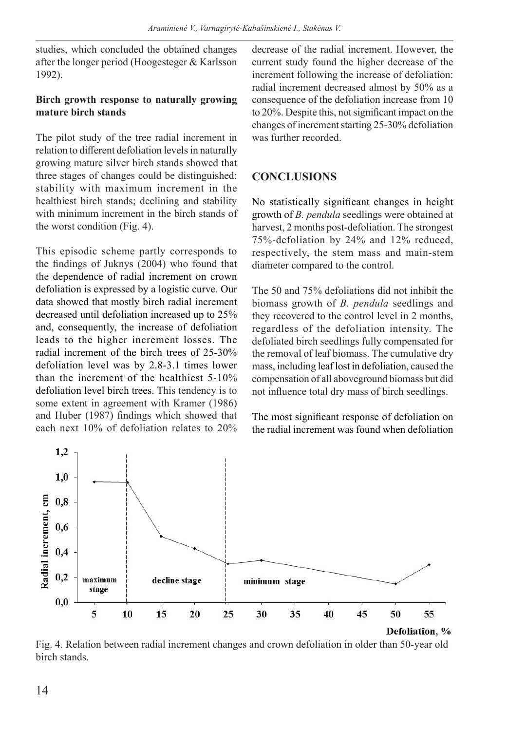studies, which concluded the obtained changes after the longer period (Hoogesteger & Karlsson 1992).

**Birch growth response to naturally growing mature birch stands**

The pilot study of the tree radial increment in relation to different defoliation levels in naturally growing mature silver birch stands showed that three stages of changes could be distinguished: stability with maximum increment in the healthiest birch stands; declining and stability with minimum increment in the birch stands of the worst condition (Fig. 4).

This episodic scheme partly corresponds to the findings of Juknys (2004) who found that the dependence of radial increment on crown defoliation is expressed by a logistic curve. Our data showed that mostly birch radial increment decreased until defoliation increased up to 25% and, consequently, the increase of defoliation leads to the higher increment losses. The radial increment of the birch trees of 25-30% defoliation level was by 2.8-3.1 times lower than the increment of the healthiest 5-10% defoliation level birch trees. This tendency is to some extent in agreement with Kramer (1986) and Huber (1987) findings which showed that each next 10% of defoliation relates to 20% decrease of the radial increment. However, the current study found the higher decrease of the increment following the increase of defoliation: radial increment decreased almost by 50% as a consequence of the defoliation increase from 10 to 20%. Despite this, not significant impact on the changes of increment starting 25-30% defoliation was further recorded.

## CONCLUSIONS

No statistically significant changes in height growth of *B. pendula* seedlings were obtained at harvest, 2 months post-defoliation. The strongest 75%-defoliation by 24% and 12% reduced, respectively, the stem mass and main-stem diameter compared to the control.

The 50 and 75% defoliations did not inhibit the biomass growth of *B. pendula* seedlings and they recovered to the control level in 2 months, regardless of the defoliation intensity. The defoliated birch seedlings fully compensated for the removal of leaf biomass. The cumulative dry mass, including leaf lost in defoliation, caused the compensation of all aboveground biomass but did not influence total dry mass of birch seedlings.

The most significant response of defoliation on the radial increment was found when defoliation

Fig. 4. Relation between radial increment changes and crown defoliation in older than 50-year old birch stands.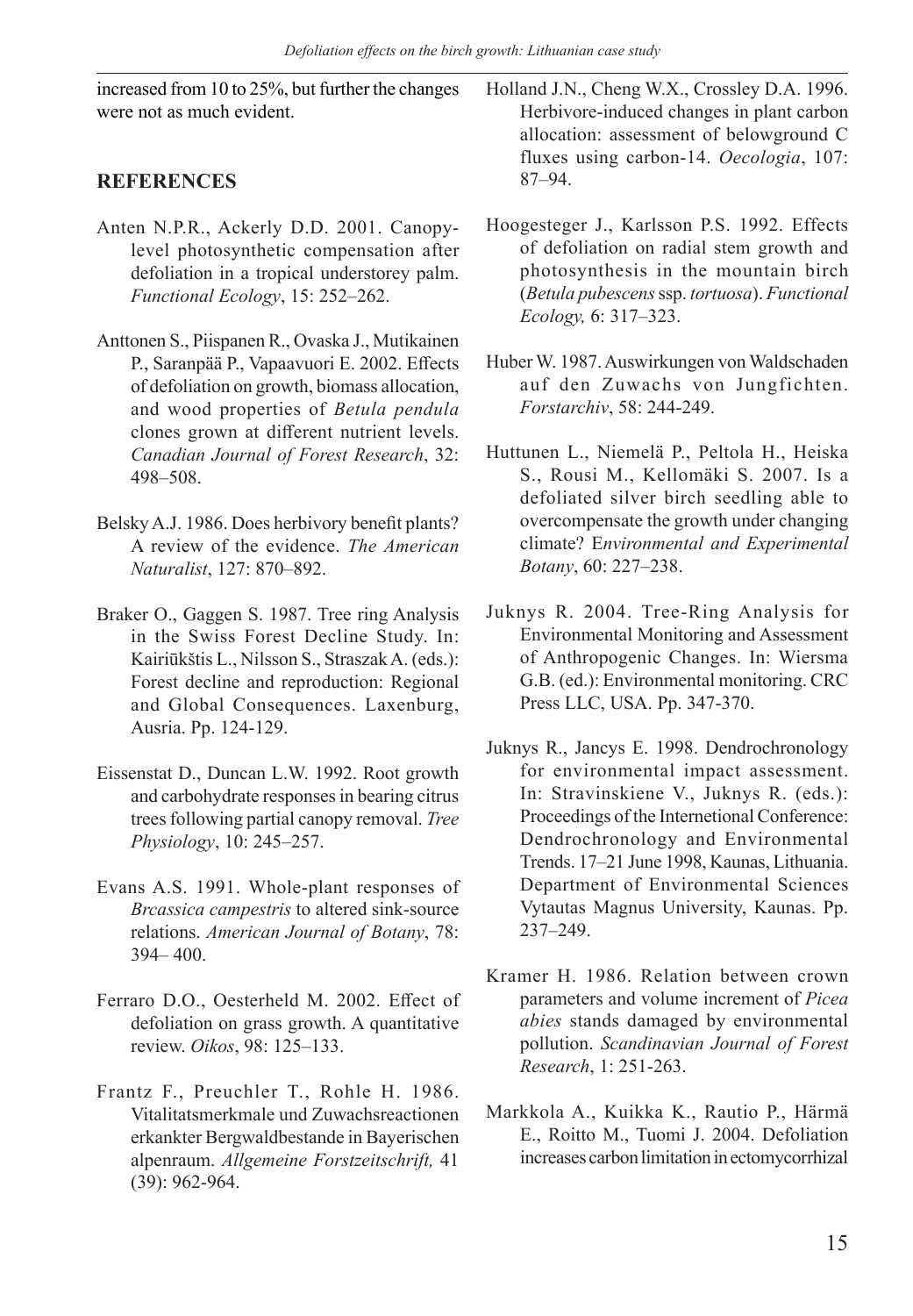increased from 10 to 25%, but further the changes were not as much evident.

## REFERENCES

Anten N.P.R., Ackerly D.D. 2001. Canopy-level photosynthetic compensation after defoliation in a tropical understorey palm. *Functional Ecology*, 15: 252–262.

Anttonen S., Piispanen R., Ovaska J., Mutikainen P., Saranpää P., Vapaavuori E. 2002. Effects of defoliation on growth, biomass allocation, and wood properties of *Betula pendula* clones grown at different nutrient levels. *Canadian Journal of Forest Research*, 32: 498–508.

Belsky A.J. 1986. Does herbivory benefit plants? A review of the evidence. *The American Naturalist*, 127: 870–892.

Braker O., Gaggen S. 1987. Tree ring Analysis in the Swiss Forest Decline Study. In: Kairiūkštis L., Nilsson S., Straszak A. (eds.): Forest decline and reproduction: Regional and Global Consequences. Laxenburg, Ausria. Pp. 124-129.

Eissenstat D., Duncan L.W. 1992. Root growth and carbohydrate responses in bearing citrus trees following partial canopy removal. *Tree Physiology*, 10: 245–257.

Evans A.S. 1991. Whole-plant responses of *Brcassica campestris* to altered sink-source relations. *American Journal of Botany*, 78: 394– 400.

Ferraro D.O., Oesterheld M. 2002. Effect of defoliation on grass growth. A quantitative review. *Oikos*, 98: 125–133.

Frantz F., Preuchler T., Rohle H. 1986. Vitalitatsmerkmale und Zuwachsreactionen erkankter Bergwaldbestande in Bayerischen alpenraum. *Allgemeine Forstzeitschrift,* 41 (39): 962-964.

Holland J.N., Cheng W.X., Crossley D.A. 1996. Herbivore-induced changes in plant carbon allocation: assessment of belowground C fluxes using carbon-14. *Oecologia*, 107: 87–94.

Hoogesteger J., Karlsson P.S. 1992. Effects of defoliation on radial stem growth and photosynthesis in the mountain birch (*Betula pubescens* ssp. *tortuosa*). *Functional Ecology,* 6: 317–323.

Huber W. 1987. Auswirkungen von Waldschaden auf den Zuwachs von Jungfichten. *Forstarchiv*, 58: 244-249.

Huttunen L., Niemelä P., Peltola H., Heiska S., Rousi M., Kellomäki S. 2007. Is a defoliated silver birch seedling able to overcompensate the growth under changing climate? E*nvironmental and Experimental Botany*, 60: 227–238.

Juknys R. 2004. Tree-Ring Analysis for Environmental Monitoring and Assessment of Anthropogenic Changes. In: Wiersma G.B. (ed.): Environmental monitoring. CRC Press LLC, USA. Pp. 347-370.

Juknys R., Jancys E. 1998. Dendrochronology for environmental impact assessment. In: Stravinskiene V., Juknys R. (eds.): Proceedings of the Internetional Conference: Dendrochronology and Environmental Trends. 17–21 June 1998, Kaunas, Lithuania. Department of Environmental Sciences Vytautas Magnus University, Kaunas. Pp. 237–249.

Kramer H. 1986. Relation between crown parameters and volume increment of *Picea abies* stands damaged by environmental pollution. *Scandinavian Journal of Forest Research*, 1: 251-263.

Markkola A., Kuikka K., Rautio P., Härmä E., Roitto M., Tuomi J. 2004. Defoliation increases carbon limitation in ectomycorrhizal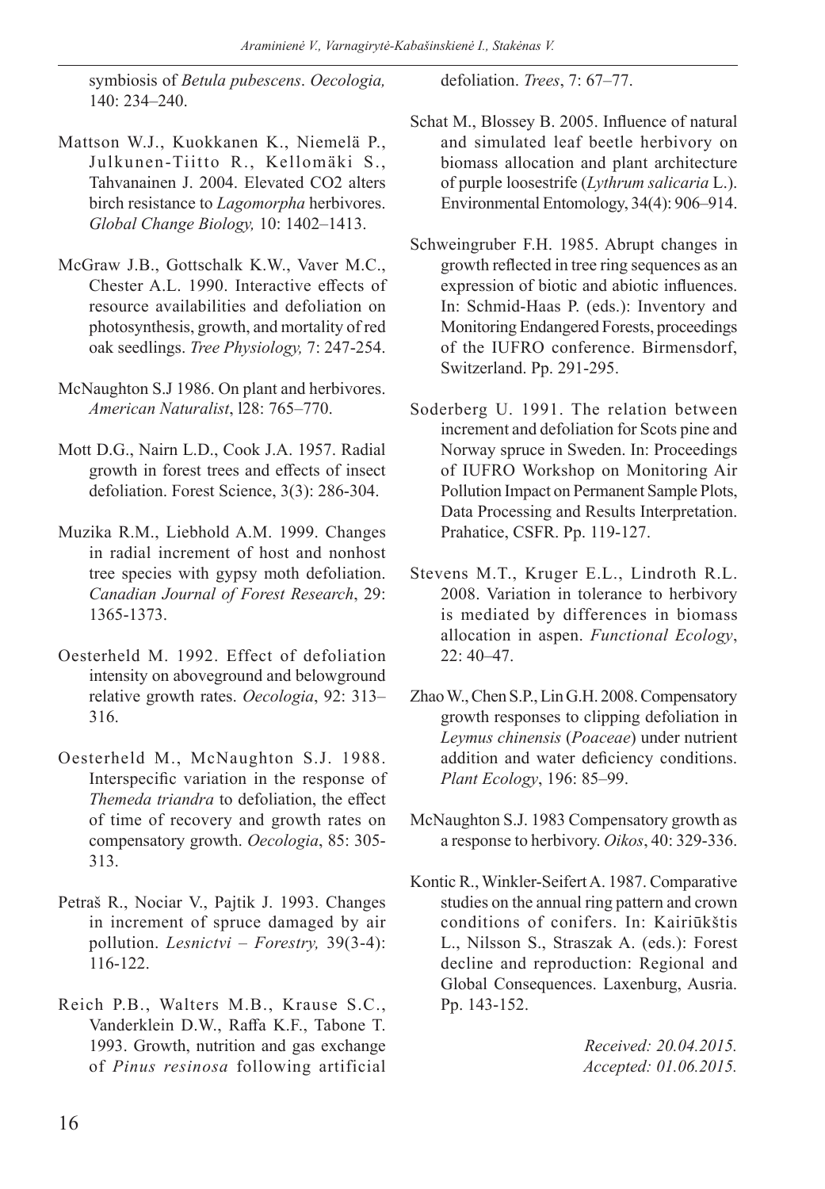symbiosis of *Betula pubescens*. *Oecologia,* 140: 234–240.

Mattson W.J., Kuokkanen K., Niemelä P., Julkunen-Tiitto R., Kellomäki S., Tahvanainen J. 2004. Elevated CO2 alters birch resistance to *Lagomorpha* herbivores. *Global Change Biology,* 10: 1402–1413.

McGraw J.B., Gottschalk K.W., Vaver M.C., Chester A.L. 1990. Interactive effects of resource availabilities and defoliation on photosynthesis, growth, and mortality of red oak seedlings. *Tree Physiology,* 7: 247-254.

McNaughton S.J 1986. On plant and herbivores. *American Naturalist*, l28: 765–770.

Mott D.G., Nairn L.D., Cook J.A. 1957. Radial growth in forest trees and effects of insect defoliation. Forest Science, 3(3): 286-304.

Muzika R.M., Liebhold A.M. 1999. Changes in radial increment of host and nonhost tree species with gypsy moth defoliation. *Canadian Journal of Forest Research*, 29: 1365-1373.

Oesterheld M. 1992. Effect of defoliation intensity on aboveground and belowground relative growth rates. *Oecologia*, 92: 313–316.

Oesterheld M., McNaughton S.J. 1988. Interspecific variation in the response of *Themeda triandra* to defoliation, the effect of time of recovery and growth rates on compensatory growth. *Oecologia*, 85: 305-313.

Petraš R., Nociar V., Pajtik J. 1993. Changes in increment of spruce damaged by air pollution. *Lesnictvi – Forestry,* 39(3-4): 116-122.

Reich P.B., Walters M.B., Krause S.C., Vanderklein D.W., Raffa K.F., Tabone T. 1993. Growth, nutrition and gas exchange of *Pinus resinosa* following artificial defoliation. *Trees*, 7: 67–77.

Schat M., Blossey B. 2005. Influence of natural and simulated leaf beetle herbivory on biomass allocation and plant architecture of purple loosestrife (*Lythrum salicaria* L.). Environmental Entomology, 34(4): 906–914.

Schweingruber F.H. 1985. Abrupt changes in growth reflected in tree ring sequences as an expression of biotic and abiotic influences. In: Schmid-Haas P. (eds.): Inventory and Monitoring Endangered Forests, proceedings of the IUFRO conference. Birmensdorf, Switzerland. Pp. 291-295.

Soderberg U. 1991. The relation between increment and defoliation for Scots pine and Norway spruce in Sweden. In: Proceedings of IUFRO Workshop on Monitoring Air Pollution Impact on Permanent Sample Plots, Data Processing and Results Interpretation. Prahatice, CSFR. Pp. 119-127.

Stevens M.T., Kruger E.L., Lindroth R.L. 2008. Variation in tolerance to herbivory is mediated by differences in biomass allocation in aspen. *Functional Ecology*, 22: 40–47.

Zhao W., Chen S.P., Lin G.H. 2008. Compensatory growth responses to clipping defoliation in *Leymus chinensis* (*Poaceae*) under nutrient addition and water deficiency conditions. *Plant Ecology*, 196: 85–99.

McNaughton S.J. 1983 Compensatory growth as a response to herbivory. *Oikos*, 40: 329-336.

Kontic R., Winkler-Seifert A. 1987. Comparative studies on the annual ring pattern and crown conditions of conifers. In: Kairiūkštis L., Nilsson S., Straszak A. (eds.): Forest decline and reproduction: Regional and Global Consequences. Laxenburg, Ausria. Pp. 143-152.

*Received: 20.04.2015.*
*Accepted: 01.06.2015.*